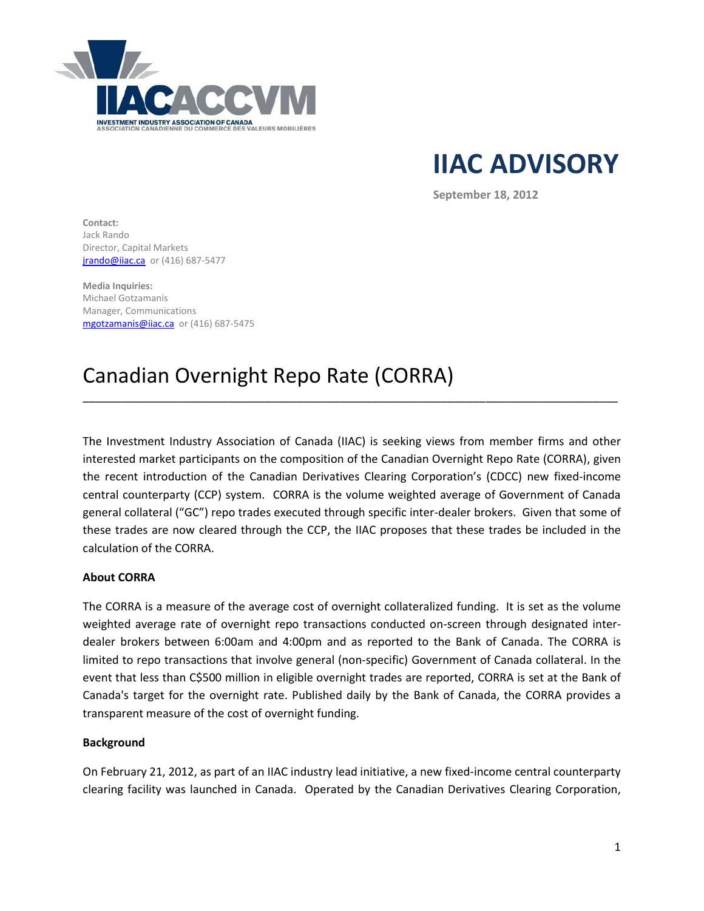# IIAC ADVISORY

**September 18, 2012**

**Contact:**
Jack Rando
Director, Capital Markets
jrando@iiac.ca or (416) 687-5477

**Media Inquiries:**
Michael Gotzamanis
Manager, Communications
mgotzamanis@iiac.ca or (416) 687-5475

## Canadian Overnight Repo Rate (CORRA)

The Investment Industry Association of Canada (IIAC) is seeking views from member firms and other interested market participants on the composition of the Canadian Overnight Repo Rate (CORRA), given the recent introduction of the Canadian Derivatives Clearing Corporation's (CDCC) new fixed-income central counterparty (CCP) system. CORRA is the volume weighted average of Government of Canada general collateral ("GC") repo trades executed through specific inter-dealer brokers. Given that some of these trades are now cleared through the CCP, the IIAC proposes that these trades be included in the calculation of the CORRA.

**About CORRA**

The CORRA is a measure of the average cost of overnight collateralized funding. It is set as the volume weighted average rate of overnight repo transactions conducted on-screen through designated inter-dealer brokers between 6:00am and 4:00pm and as reported to the Bank of Canada. The CORRA is limited to repo transactions that involve general (non-specific) Government of Canada collateral. In the event that less than C$500 million in eligible overnight trades are reported, CORRA is set at the Bank of Canada's target for the overnight rate. Published daily by the Bank of Canada, the CORRA provides a transparent measure of the cost of overnight funding.

**Background**

On February 21, 2012, as part of an IIAC industry lead initiative, a new fixed-income central counterparty clearing facility was launched in Canada. Operated by the Canadian Derivatives Clearing Corporation,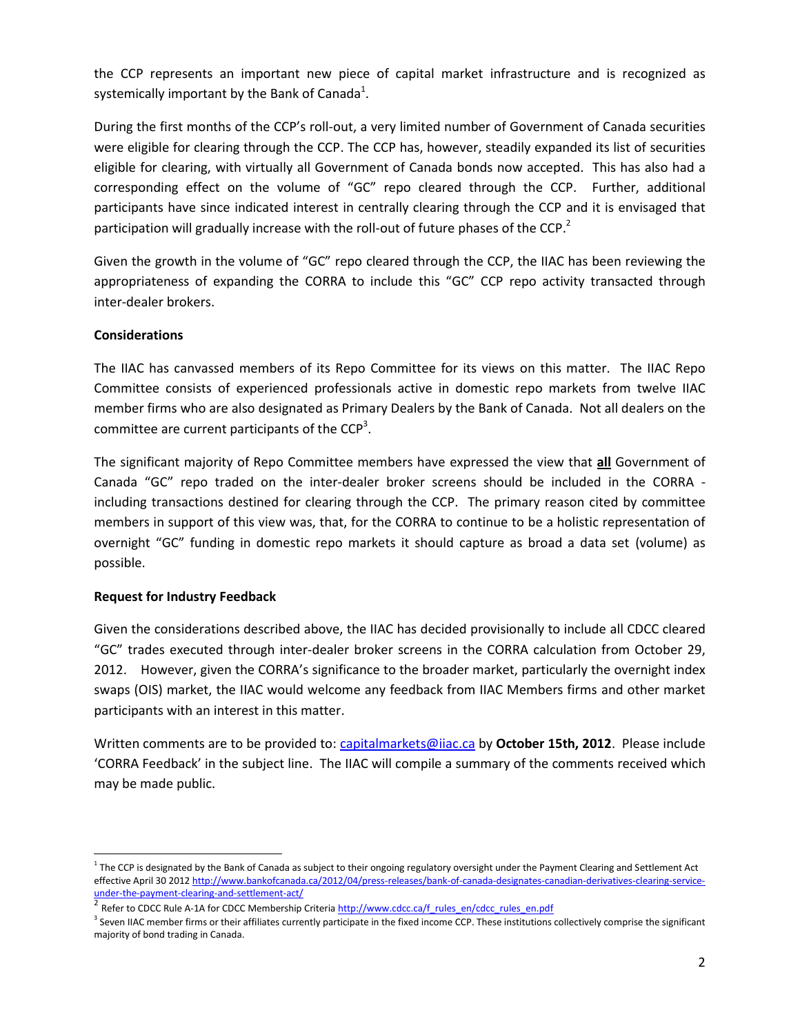the CCP represents an important new piece of capital market infrastructure and is recognized as systemically important by the Bank of Canada[1].

During the first months of the CCP's roll-out, a very limited number of Government of Canada securities were eligible for clearing through the CCP. The CCP has, however, steadily expanded its list of securities eligible for clearing, with virtually all Government of Canada bonds now accepted. This has also had a corresponding effect on the volume of "GC" repo cleared through the CCP. Further, additional participants have since indicated interest in centrally clearing through the CCP and it is envisaged that participation will gradually increase with the roll-out of future phases of the CCP.[2]

Given the growth in the volume of "GC" repo cleared through the CCP, the IIAC has been reviewing the appropriateness of expanding the CORRA to include this "GC" CCP repo activity transacted through inter-dealer brokers.

**Considerations**

The IIAC has canvassed members of its Repo Committee for its views on this matter. The IIAC Repo Committee consists of experienced professionals active in domestic repo markets from twelve IIAC member firms who are also designated as Primary Dealers by the Bank of Canada. Not all dealers on the committee are current participants of the CCP[3].

The significant majority of Repo Committee members have expressed the view that **all** Government of Canada "GC" repo traded on the inter-dealer broker screens should be included in the CORRA - including transactions destined for clearing through the CCP. The primary reason cited by committee members in support of this view was, that, for the CORRA to continue to be a holistic representation of overnight "GC" funding in domestic repo markets it should capture as broad a data set (volume) as possible.

**Request for Industry Feedback**

Given the considerations described above, the IIAC has decided provisionally to include all CDCC cleared "GC" trades executed through inter-dealer broker screens in the CORRA calculation from October 29, 2012. However, given the CORRA's significance to the broader market, particularly the overnight index swaps (OIS) market, the IIAC would welcome any feedback from IIAC Members firms and other market participants with an interest in this matter.

Written comments are to be provided to: capitalmarkets@iiac.ca by **October 15th, 2012**. Please include 'CORRA Feedback' in the subject line. The IIAC will compile a summary of the comments received which may be made public.

---

[1] The CCP is designated by the Bank of Canada as subject to their ongoing regulatory oversight under the Payment Clearing and Settlement Act effective April 30 2012 http://www.bankofcanada.ca/2012/04/press-releases/bank-of-canada-designates-canadian-derivatives-clearing-service-under-the-payment-clearing-and-settlement-act/

[2] Refer to CDCC Rule A-1A for CDCC Membership Criteria http://www.cdcc.ca/f_rules_en/cdcc_rules_en.pdf

[3] Seven IIAC member firms or their affiliates currently participate in the fixed income CCP. These institutions collectively comprise the significant majority of bond trading in Canada.